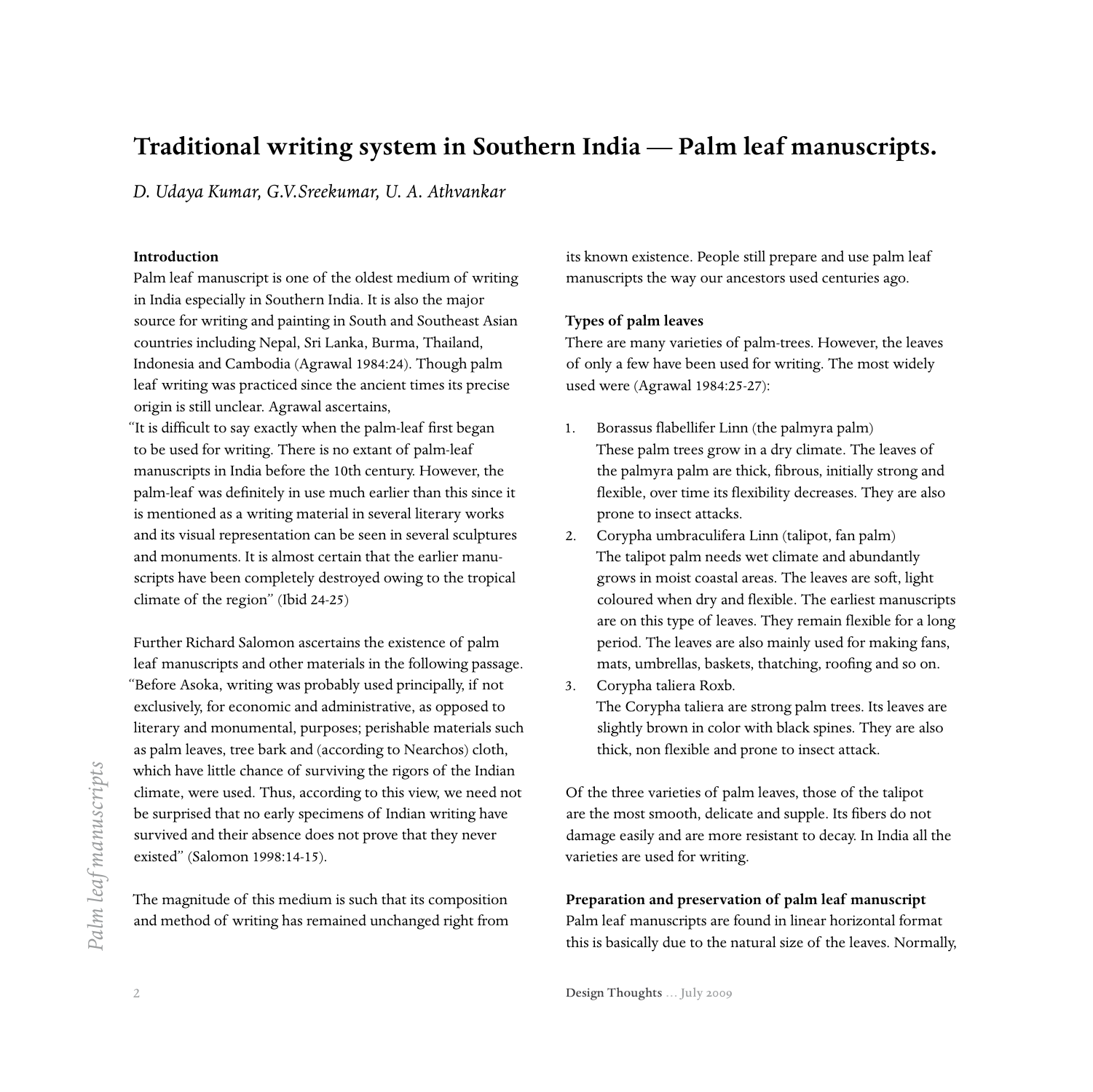# Traditional writing system in Southern India — Palm leaf manuscripts.

*D. Udaya Kumar, G.V.Sreekumar, U. A. Athvankar*

**Introduction**

Palm leaf manuscript is one of the oldest medium of writing in India especially in Southern India. It is also the major source for writing and painting in South and Southeast Asian countries including Nepal, Sri Lanka, Burma, Thailand, Indonesia and Cambodia (Agrawal 1984:24). Though palm leaf writing was practiced since the ancient times its precise origin is still unclear. Agrawal ascertains,

"It is difficult to say exactly when the palm-leaf first began to be used for writing. There is no extant of palm-leaf manuscripts in India before the 10th century. However, the palm-leaf was definitely in use much earlier than this since it is mentioned as a writing material in several literary works and its visual representation can be seen in several sculptures and monuments. It is almost certain that the earlier manuscripts have been completely destroyed owing to the tropical climate of the region" (Ibid 24-25)

Further Richard Salomon ascertains the existence of palm leaf manuscripts and other materials in the following passage. "Before Asoka, writing was probably used principally, if not exclusively, for economic and administrative, as opposed to literary and monumental, purposes; perishable materials such as palm leaves, tree bark and (according to Nearchos) cloth, which have little chance of surviving the rigors of the Indian climate, were used. Thus, according to this view, we need not be surprised that no early specimens of Indian writing have survived and their absence does not prove that they never existed" (Salomon 1998:14-15).

The magnitude of this medium is such that its composition and method of writing has remained unchanged right from its known existence. People still prepare and use palm leaf manuscripts the way our ancestors used centuries ago.

**Types of palm leaves**

There are many varieties of palm-trees. However, the leaves of only a few have been used for writing. The most widely used were (Agrawal 1984:25-27):

1. Borassus flabellifer Linn (the palmyra palm)
   These palm trees grow in a dry climate. The leaves of the palmyra palm are thick, fibrous, initially strong and flexible, over time its flexibility decreases. They are also prone to insect attacks.
2. Corypha umbraculifera Linn (talipot, fan palm)
   The talipot palm needs wet climate and abundantly grows in moist coastal areas. The leaves are soft, light coloured when dry and flexible. The earliest manuscripts are on this type of leaves. They remain flexible for a long period. The leaves are also mainly used for making fans, mats, umbrellas, baskets, thatching, roofing and so on.
3. Corypha taliera Roxb.
   The Corypha taliera are strong palm trees. Its leaves are slightly brown in color with black spines. They are also thick, non flexible and prone to insect attack.

Of the three varieties of palm leaves, those of the talipot are the most smooth, delicate and supple. Its fibers do not damage easily and are more resistant to decay. In India all the varieties are used for writing.

**Preparation and preservation of palm leaf manuscript**

Palm leaf manuscripts are found in linear horizontal format this is basically due to the natural size of the leaves. Normally,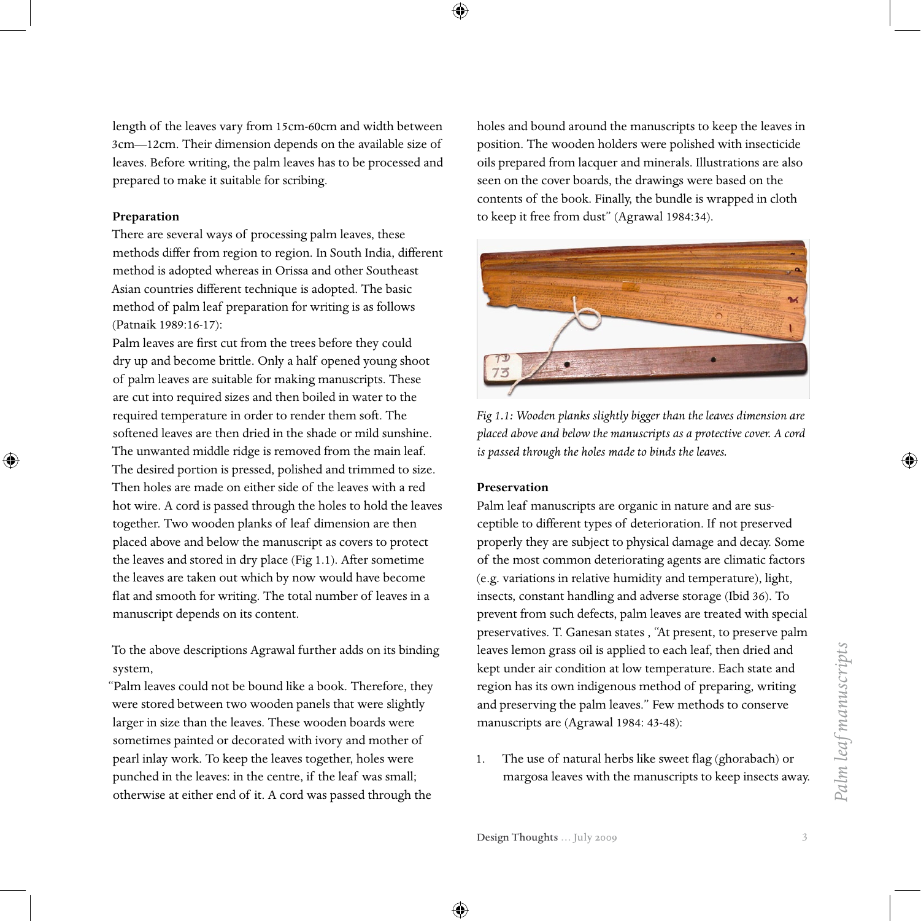length of the leaves vary from 15cm-60cm and width between 3cm—12cm. Their dimension depends on the available size of leaves. Before writing, the palm leaves has to be processed and prepared to make it suitable for scribing.

**Preparation**

There are several ways of processing palm leaves, these methods differ from region to region. In South India, different method is adopted whereas in Orissa and other Southeast Asian countries different technique is adopted. The basic method of palm leaf preparation for writing is as follows (Patnaik 1989:16-17):

Palm leaves are first cut from the trees before they could dry up and become brittle. Only a half opened young shoot of palm leaves are suitable for making manuscripts. These are cut into required sizes and then boiled in water to the required temperature in order to render them soft. The softened leaves are then dried in the shade or mild sunshine. The unwanted middle ridge is removed from the main leaf. The desired portion is pressed, polished and trimmed to size. Then holes are made on either side of the leaves with a red hot wire. A cord is passed through the holes to hold the leaves together. Two wooden planks of leaf dimension are then placed above and below the manuscript as covers to protect the leaves and stored in dry place (Fig 1.1). After sometime the leaves are taken out which by now would have become flat and smooth for writing. The total number of leaves in a manuscript depends on its content.

To the above descriptions Agrawal further adds on its binding system,

"Palm leaves could not be bound like a book. Therefore, they were stored between two wooden panels that were slightly larger in size than the leaves. These wooden boards were sometimes painted or decorated with ivory and mother of pearl inlay work. To keep the leaves together, holes were punched in the leaves: in the centre, if the leaf was small; otherwise at either end of it. A cord was passed through the holes and bound around the manuscripts to keep the leaves in position. The wooden holders were polished with insecticide oils prepared from lacquer and minerals. Illustrations are also seen on the cover boards, the drawings were based on the contents of the book. Finally, the bundle is wrapped in cloth to keep it free from dust" (Agrawal 1984:34).

*Fig 1.1: Wooden planks slightly bigger than the leaves dimension are placed above and below the manuscripts as a protective cover. A cord is passed through the holes made to binds the leaves.*

**Preservation**

Palm leaf manuscripts are organic in nature and are susceptible to different types of deterioration. If not preserved properly they are subject to physical damage and decay. Some of the most common deteriorating agents are climatic factors (e.g. variations in relative humidity and temperature), light, insects, constant handling and adverse storage (Ibid 36). To prevent from such defects, palm leaves are treated with special preservatives. T. Ganesan states , "At present, to preserve palm leaves lemon grass oil is applied to each leaf, then dried and kept under air condition at low temperature. Each state and region has its own indigenous method of preparing, writing and preserving the palm leaves." Few methods to conserve manuscripts are (Agrawal 1984: 43-48):

1. The use of natural herbs like sweet flag (ghorabach) or margosa leaves with the manuscripts to keep insects away.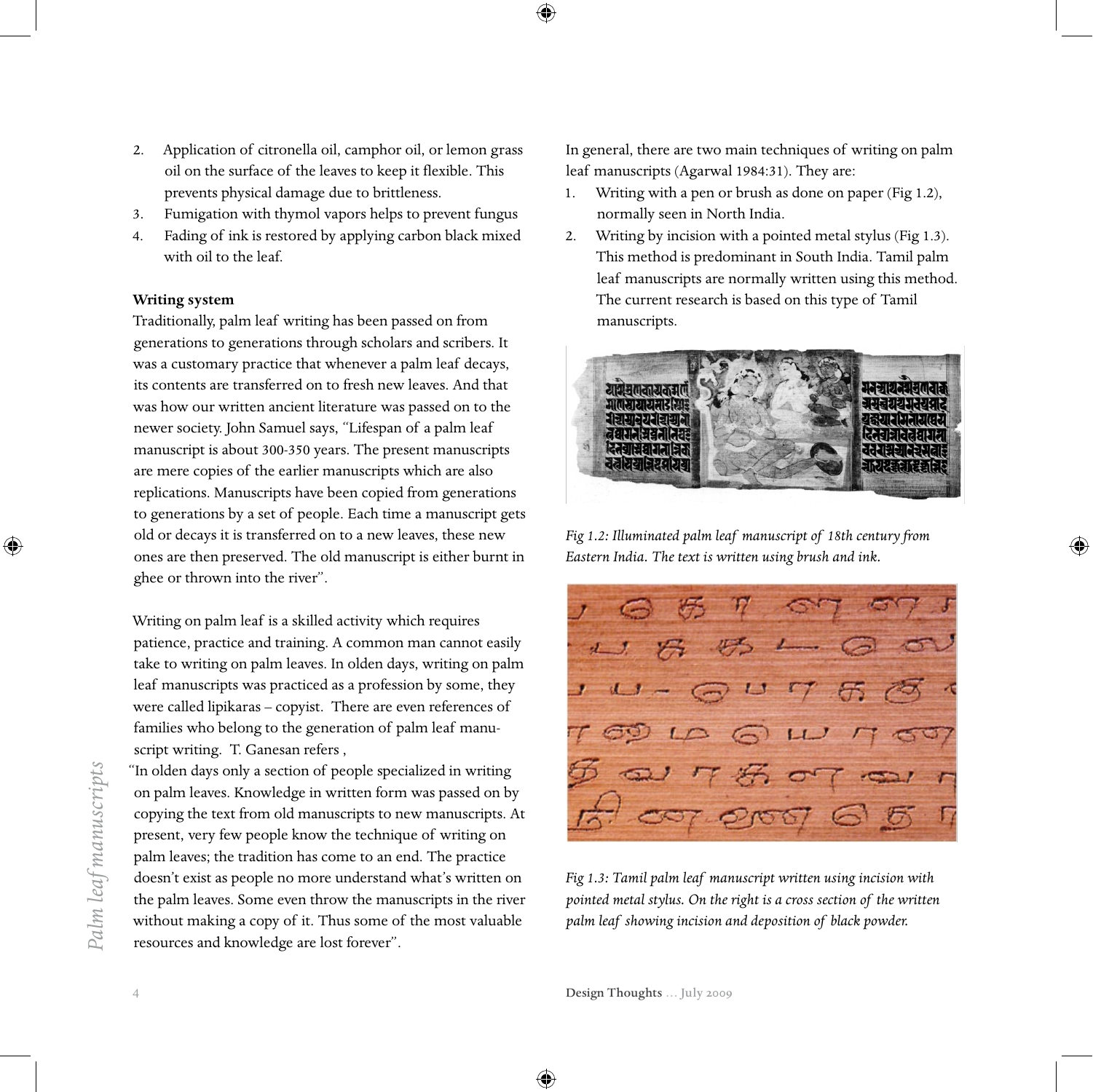2. Application of citronella oil, camphor oil, or lemon grass oil on the surface of the leaves to keep it flexible. This prevents physical damage due to brittleness.
3. Fumigation with thymol vapors helps to prevent fungus
4. Fading of ink is restored by applying carbon black mixed with oil to the leaf.

**Writing system**

Traditionally, palm leaf writing has been passed on from generations to generations through scholars and scribers. It was a customary practice that whenever a palm leaf decays, its contents are transferred on to fresh new leaves. And that was how our written ancient literature was passed on to the newer society. John Samuel says, "Lifespan of a palm leaf manuscript is about 300-350 years. The present manuscripts are mere copies of the earlier manuscripts which are also replications. Manuscripts have been copied from generations to generations by a set of people. Each time a manuscript gets old or decays it is transferred on to a new leaves, these new ones are then preserved. The old manuscript is either burnt in ghee or thrown into the river".

Writing on palm leaf is a skilled activity which requires patience, practice and training. A common man cannot easily take to writing on palm leaves. In olden days, writing on palm leaf manuscripts was practiced as a profession by some, they were called lipikaras – copyist. There are even references of families who belong to the generation of palm leaf manuscript writing. T. Ganesan refers ,

"In olden days only a section of people specialized in writing on palm leaves. Knowledge in written form was passed on by copying the text from old manuscripts to new manuscripts. At present, very few people know the technique of writing on palm leaves; the tradition has come to an end. The practice doesn't exist as people no more understand what's written on the palm leaves. Some even throw the manuscripts in the river without making a copy of it. Thus some of the most valuable resources and knowledge are lost forever".

In general, there are two main techniques of writing on palm leaf manuscripts (Agarwal 1984:31). They are:

1. Writing with a pen or brush as done on paper (Fig 1.2), normally seen in North India.
2. Writing by incision with a pointed metal stylus (Fig 1.3). This method is predominant in South India. Tamil palm leaf manuscripts are normally written using this method. The current research is based on this type of Tamil manuscripts.

*Fig 1.2: Illuminated palm leaf manuscript of 18th century from Eastern India. The text is written using brush and ink.*

*Fig 1.3: Tamil palm leaf manuscript written using incision with pointed metal stylus. On the right is a cross section of the written palm leaf showing incision and deposition of black powder.*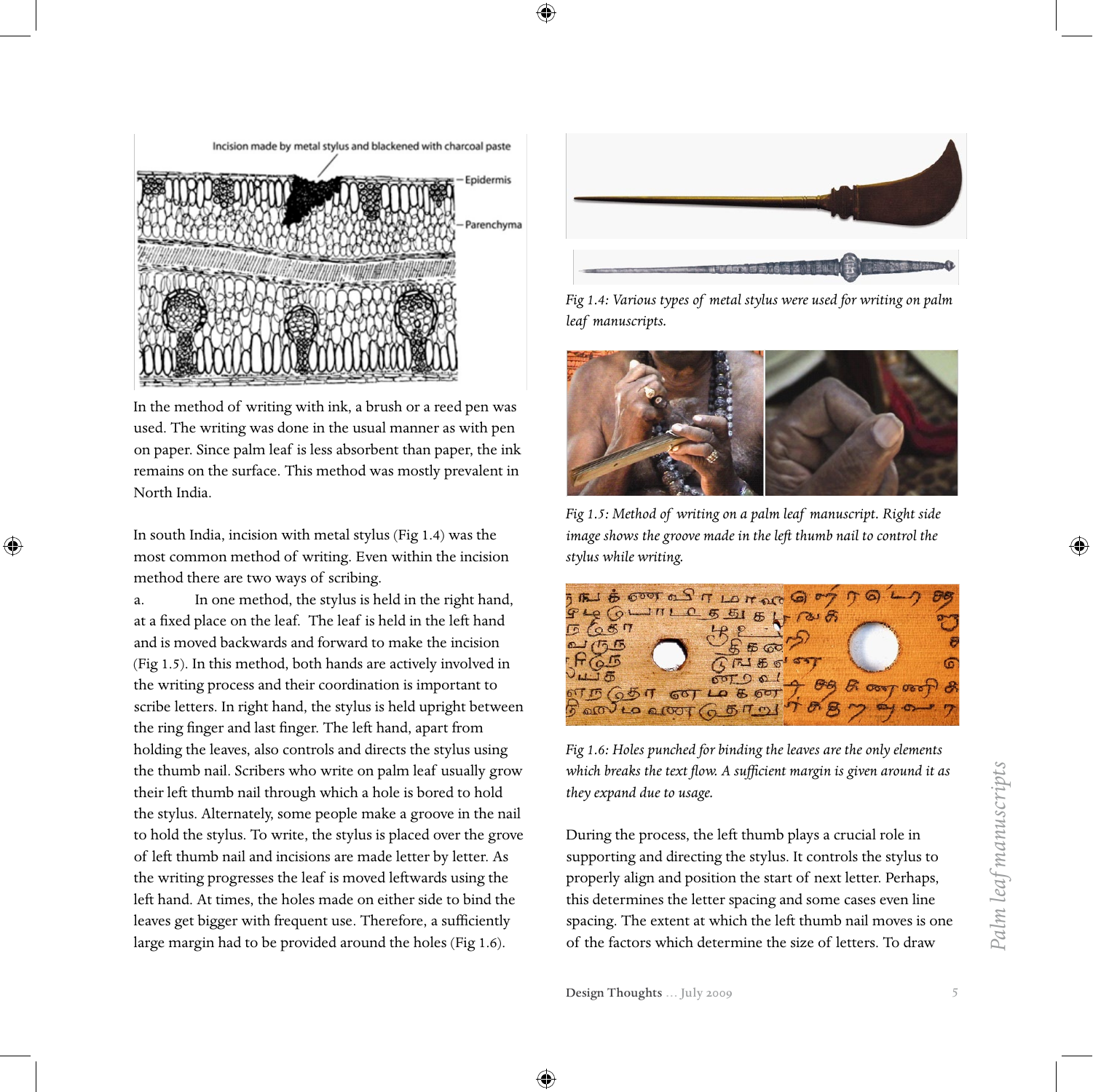In the method of writing with ink, a brush or a reed pen was used. The writing was done in the usual manner as with pen on paper. Since palm leaf is less absorbent than paper, the ink remains on the surface. This method was mostly prevalent in North India.

In south India, incision with metal stylus (Fig 1.4) was the most common method of writing. Even within the incision method there are two ways of scribing.

a. In one method, the stylus is held in the right hand, at a fixed place on the leaf. The leaf is held in the left hand and is moved backwards and forward to make the incision (Fig 1.5). In this method, both hands are actively involved in the writing process and their coordination is important to scribe letters. In right hand, the stylus is held upright between the ring finger and last finger. The left hand, apart from holding the leaves, also controls and directs the stylus using the thumb nail. Scribers who write on palm leaf usually grow their left thumb nail through which a hole is bored to hold the stylus. Alternately, some people make a groove in the nail to hold the stylus. To write, the stylus is placed over the grove of left thumb nail and incisions are made letter by letter. As the writing progresses the leaf is moved leftwards using the left hand. At times, the holes made on either side to bind the leaves get bigger with frequent use. Therefore, a sufficiently large margin had to be provided around the holes (Fig 1.6).

Incision made by metal stylus and blackened with charcoal paste

Epidermis

Parenchyma

*Fig 1.4: Various types of metal stylus were used for writing on palm leaf manuscripts.*

*Fig 1.5: Method of writing on a palm leaf manuscript. Right side image shows the groove made in the left thumb nail to control the stylus while writing.*

*Fig 1.6: Holes punched for binding the leaves are the only elements which breaks the text flow. A sufficient margin is given around it as they expand due to usage.*

During the process, the left thumb plays a crucial role in supporting and directing the stylus. It controls the stylus to properly align and position the start of next letter. Perhaps, this determines the letter spacing and some cases even line spacing. The extent at which the left thumb nail moves is one of the factors which determine the size of letters. To draw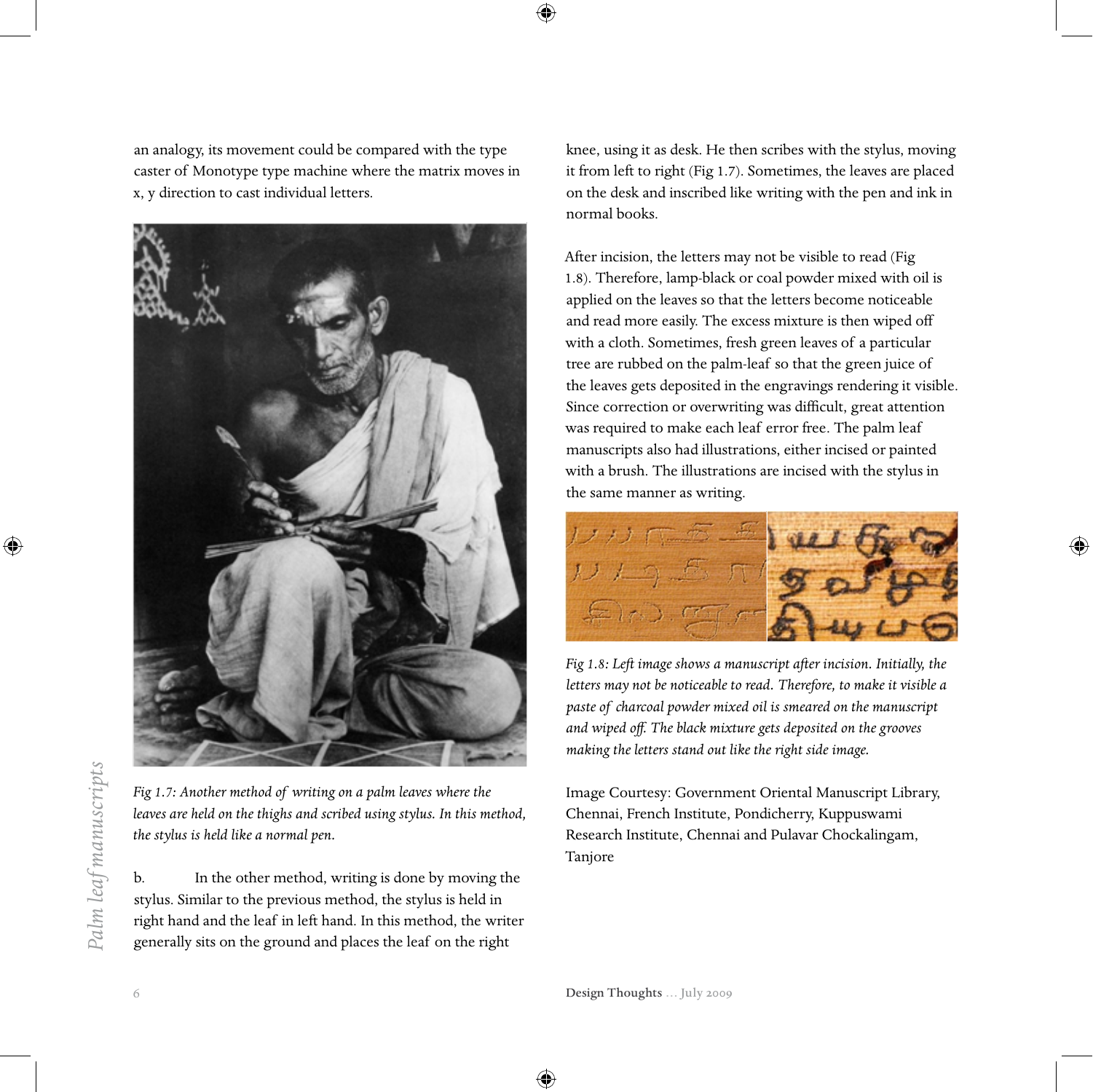an analogy, its movement could be compared with the type caster of Monotype type machine where the matrix moves in x, y direction to cast individual letters.

*Fig 1.7: Another method of writing on a palm leaves where the leaves are held on the thighs and scribed using stylus. In this method, the stylus is held like a normal pen.*

b. In the other method, writing is done by moving the stylus. Similar to the previous method, the stylus is held in right hand and the leaf in left hand. In this method, the writer generally sits on the ground and places the leaf on the right knee, using it as desk. He then scribes with the stylus, moving it from left to right (Fig 1.7). Sometimes, the leaves are placed on the desk and inscribed like writing with the pen and ink in normal books.

After incision, the letters may not be visible to read (Fig 1.8). Therefore, lamp-black or coal powder mixed with oil is applied on the leaves so that the letters become noticeable and read more easily. The excess mixture is then wiped off with a cloth. Sometimes, fresh green leaves of a particular tree are rubbed on the palm-leaf so that the green juice of the leaves gets deposited in the engravings rendering it visible. Since correction or overwriting was difficult, great attention was required to make each leaf error free. The palm leaf manuscripts also had illustrations, either incised or painted with a brush. The illustrations are incised with the stylus in the same manner as writing.

*Fig 1.8: Left image shows a manuscript after incision. Initially, the letters may not be noticeable to read. Therefore, to make it visible a paste of charcoal powder mixed oil is smeared on the manuscript and wiped off. The black mixture gets deposited on the grooves making the letters stand out like the right side image.*

Image Courtesy: Government Oriental Manuscript Library, Chennai, French Institute, Pondicherry, Kuppuswami Research Institute, Chennai and Pulavar Chockalingam, Tanjore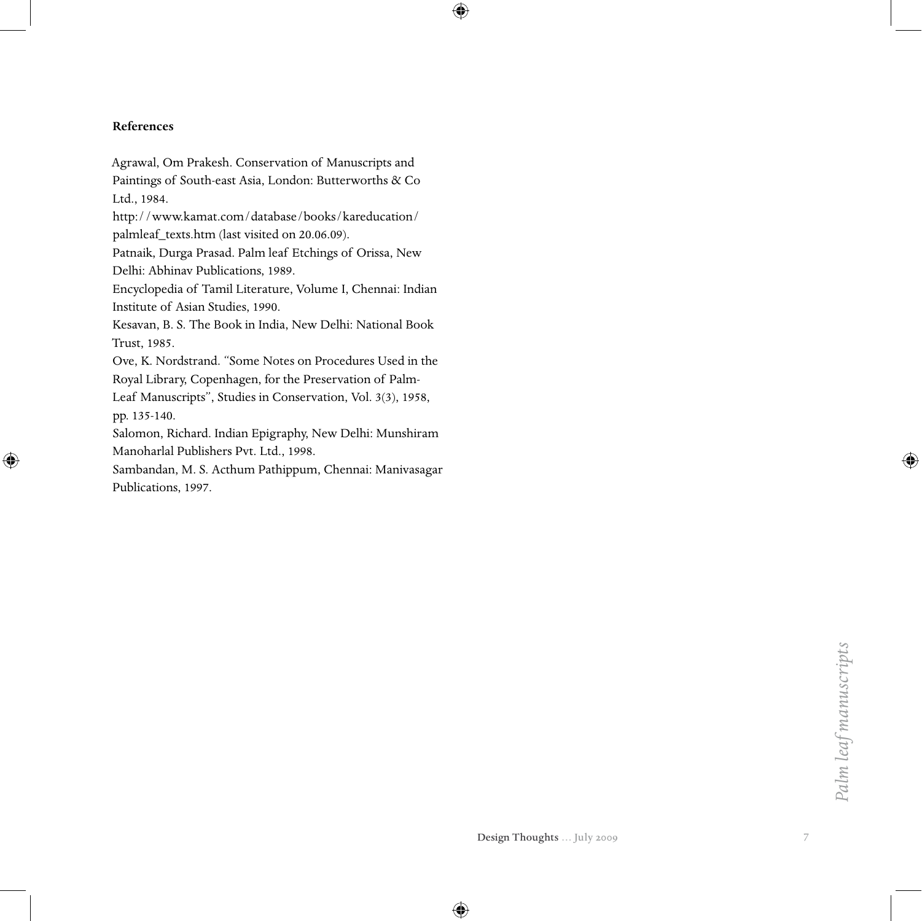**References**

Agrawal, Om Prakesh. Conservation of Manuscripts and Paintings of South-east Asia, London: Butterworths & Co Ltd., 1984.

http://www.kamat.com/database/books/kareducation/palmleaf_texts.htm (last visited on 20.06.09).

Patnaik, Durga Prasad. Palm leaf Etchings of Orissa, New Delhi: Abhinav Publications, 1989.

Encyclopedia of Tamil Literature, Volume I, Chennai: Indian Institute of Asian Studies, 1990.

Kesavan, B. S. The Book in India, New Delhi: National Book Trust, 1985.

Ove, K. Nordstrand. "Some Notes on Procedures Used in the Royal Library, Copenhagen, for the Preservation of Palm-Leaf Manuscripts", Studies in Conservation, Vol. 3(3), 1958, pp. 135-140.

Salomon, Richard. Indian Epigraphy, New Delhi: Munshiram Manoharlal Publishers Pvt. Ltd., 1998.

Sambandan, M. S. Acthum Pathippum, Chennai: Manivasagar Publications, 1997.